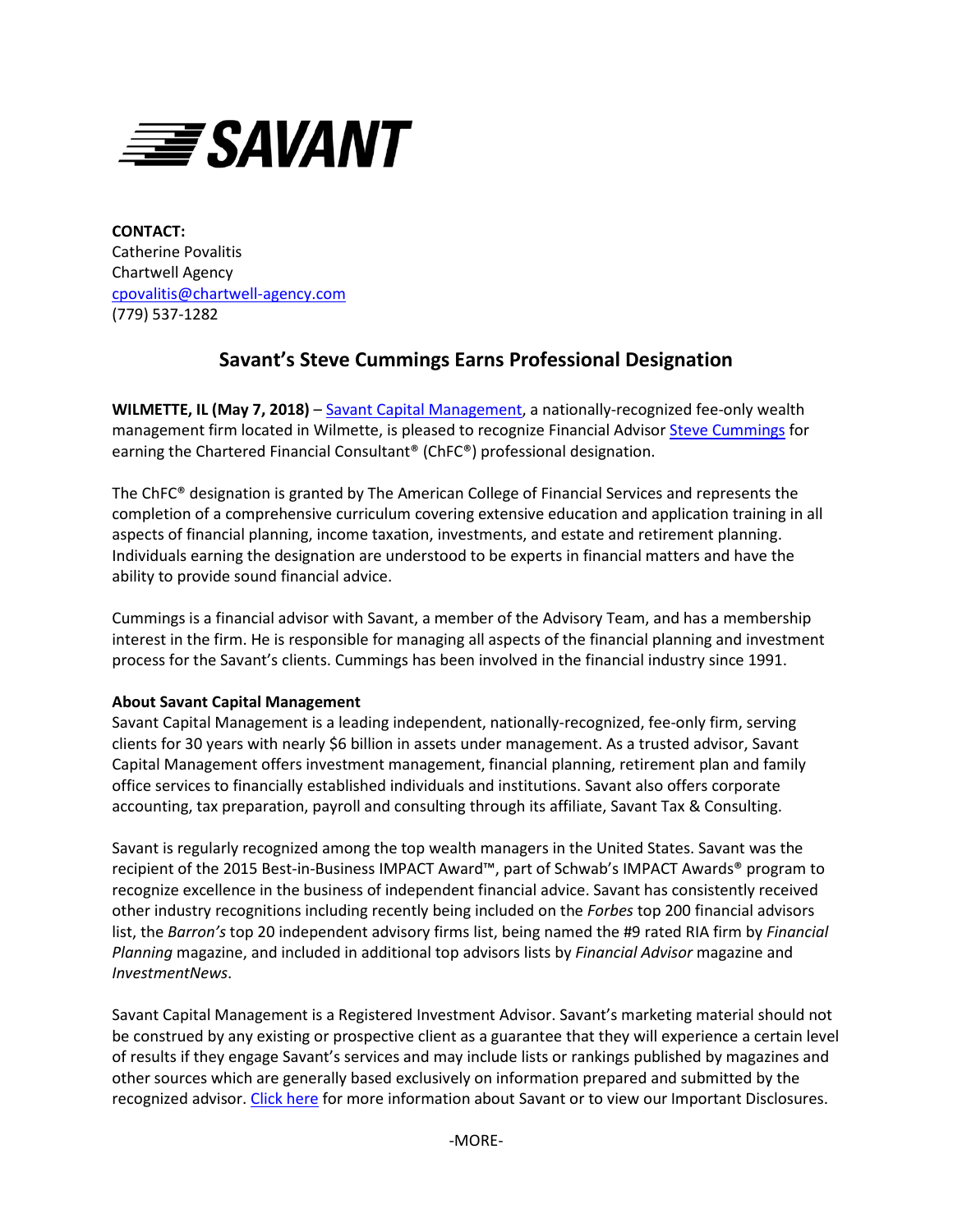**CONTACT:**
Catherine Povalitis
Chartwell Agency
cpovalitis@chartwell-agency.com
(779) 537-1282

## Savant's Steve Cummings Earns Professional Designation

**WILMETTE, IL (May 7, 2018)** – Savant Capital Management, a nationally-recognized fee-only wealth management firm located in Wilmette, is pleased to recognize Financial Advisor Steve Cummings for earning the Chartered Financial Consultant® (ChFC®) professional designation.

The ChFC® designation is granted by The American College of Financial Services and represents the completion of a comprehensive curriculum covering extensive education and application training in all aspects of financial planning, income taxation, investments, and estate and retirement planning. Individuals earning the designation are understood to be experts in financial matters and have the ability to provide sound financial advice.

Cummings is a financial advisor with Savant, a member of the Advisory Team, and has a membership interest in the firm. He is responsible for managing all aspects of the financial planning and investment process for the Savant's clients. Cummings has been involved in the financial industry since 1991.

**About Savant Capital Management**
Savant Capital Management is a leading independent, nationally-recognized, fee-only firm, serving clients for 30 years with nearly $6 billion in assets under management. As a trusted advisor, Savant Capital Management offers investment management, financial planning, retirement plan and family office services to financially established individuals and institutions. Savant also offers corporate accounting, tax preparation, payroll and consulting through its affiliate, Savant Tax & Consulting.

Savant is regularly recognized among the top wealth managers in the United States. Savant was the recipient of the 2015 Best-in-Business IMPACT Award™, part of Schwab's IMPACT Awards® program to recognize excellence in the business of independent financial advice. Savant has consistently received other industry recognitions including recently being included on the *Forbes* top 200 financial advisors list, the *Barron's* top 20 independent advisory firms list, being named the #9 rated RIA firm by *Financial Planning* magazine, and included in additional top advisors lists by *Financial Advisor* magazine and *InvestmentNews*.

Savant Capital Management is a Registered Investment Advisor. Savant's marketing material should not be construed by any existing or prospective client as a guarantee that they will experience a certain level of results if they engage Savant's services and may include lists or rankings published by magazines and other sources which are generally based exclusively on information prepared and submitted by the recognized advisor. Click here for more information about Savant or to view our Important Disclosures.

-MORE-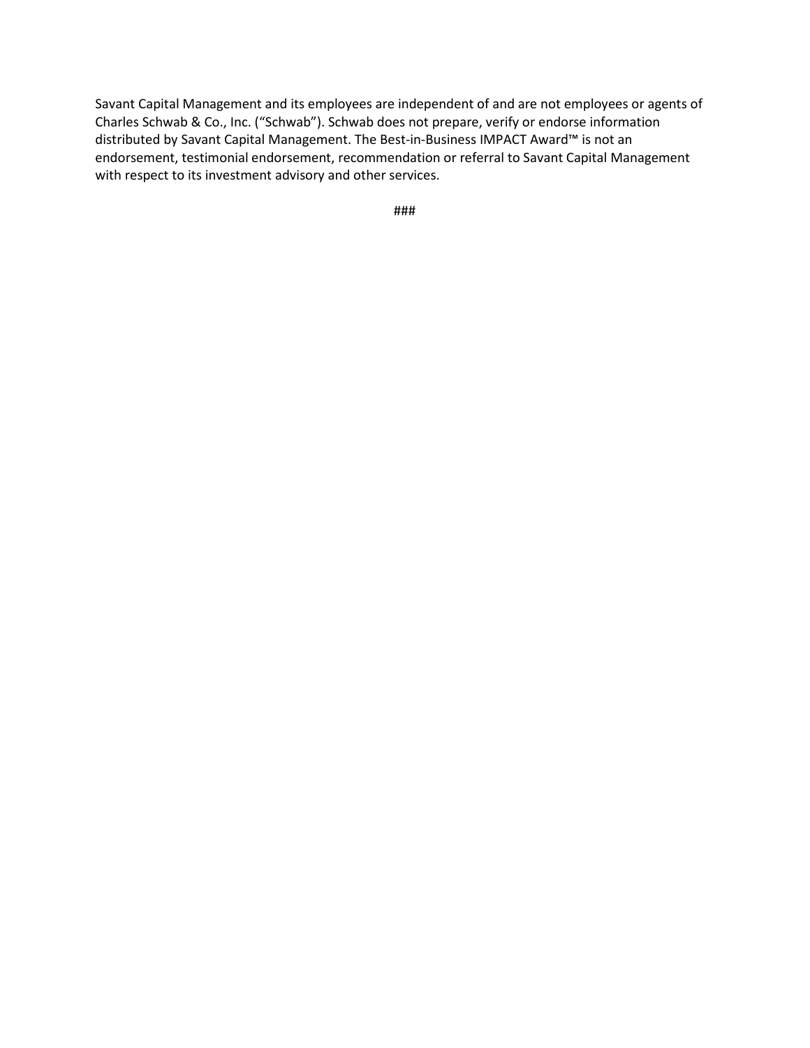Savant Capital Management and its employees are independent of and are not employees or agents of Charles Schwab & Co., Inc. (“Schwab”). Schwab does not prepare, verify or endorse information distributed by Savant Capital Management. The Best-in-Business IMPACT Award™ is not an endorsement, testimonial endorsement, recommendation or referral to Savant Capital Management with respect to its investment advisory and other services.

###